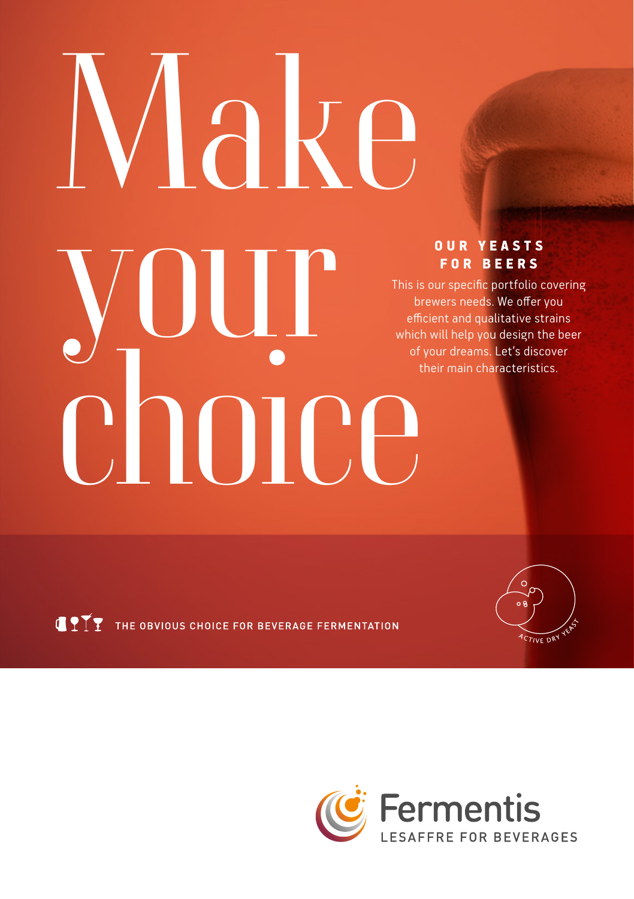# Make your choice

## OUR YEASTS FOR BEERS

This is our specific portfolio covering brewers needs. We offer you efficient and qualitative strains which will help you design the beer of your dreams. Let's discover their main characteristics.

THE OBVIOUS CHOICE FOR BEVERAGE FERMENTATION

ACTIVE DRY YEAST

Fermentis
LESAFFRE FOR BEVERAGES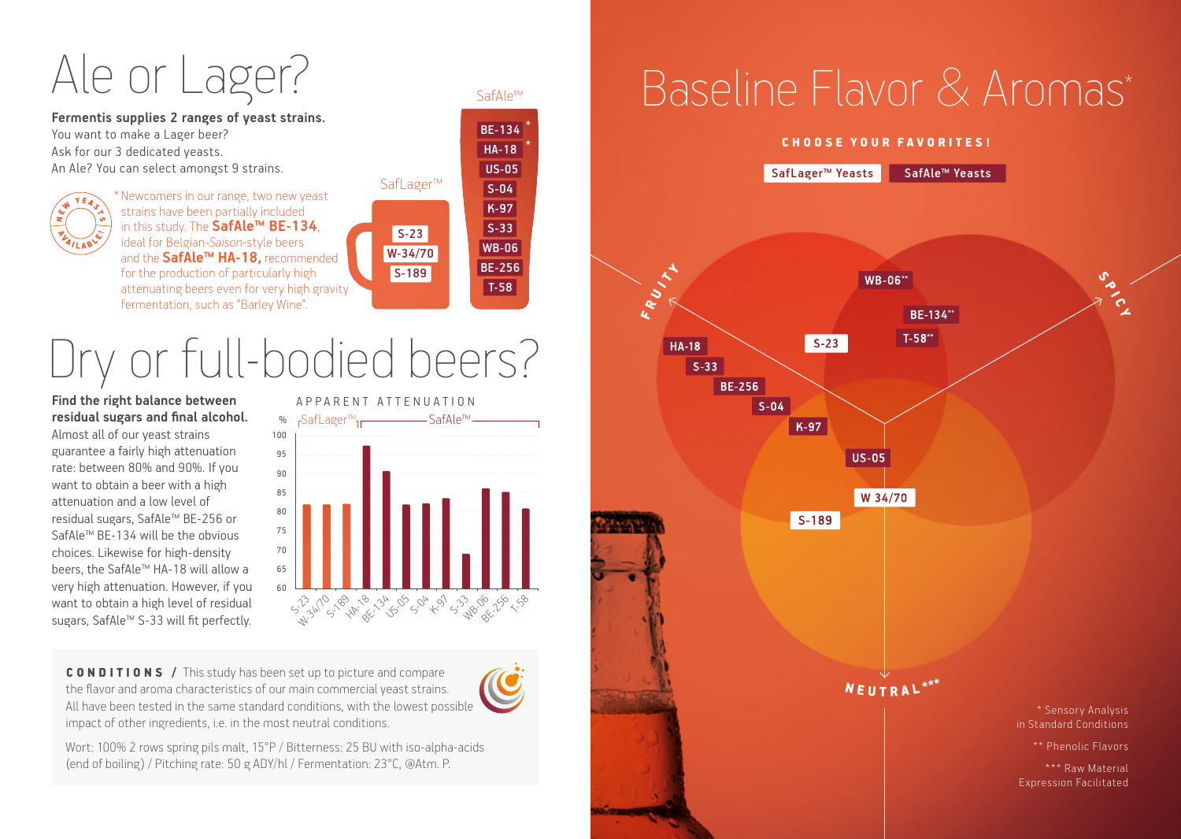# Ale or Lager?

**Fermentis supplies 2 ranges of yeast strains.**
You want to make a Lager beer?
Ask for our 3 dedicated yeasts.
An Ale? You can select amongst 9 strains.

NEW YEASTS AVAILABLE!

* Newcomers in our range, two new yeast strains have been partially included in this study. The **SafAle™ BE-134**, ideal for Belgian-*Saison*-style beers and the **SafAle™ HA-18,** recommended for the production of particularly high attenuating beers even for very high gravity fermentation, such as "Barley Wine".

SafLager™: S-23, W-34/70, S-189

SafAle™: BE-134*, HA-18*, US-05, S-04, K-97, S-33, WB-06, BE-256, T-58

# Dry or full-bodied beers?

**Find the right balance between residual sugars and final alcohol.**
Almost all of our yeast strains guarantee a fairly high attenuation rate: between 80% and 90%. If you want to obtain a beer with a high attenuation and a low level of residual sugars, SafAle™ BE-256 or SafAle™ BE-134 will be the obvious choices. Likewise for high-density beers, the SafAle™ HA-18 will allow a very high attenuation. However, if you want to obtain a high level of residual sugars, SafAle™ S-33 will fit perfectly.

APPARENT ATTENUATION (%)

| | Strain | Approx. % |
|---|---|---|
| SafLager™ | S-23 | 82 |
| SafLager™ | W-34/70 | 82 |
| SafLager™ | S-189 | 82 |
| SafAle™ | HA-18 | 97 |
| SafAle™ | BE-134 | 91 |
| SafAle™ | US-05 | 82 |
| SafAle™ | S-04 | 82 |
| SafAle™ | K-97 | 84 |
| SafAle™ | S-33 | 69 |
| SafAle™ | WB-06 | 86 |
| SafAle™ | BE-256 | 85 |
| SafAle™ | T-58 | 81 |

**CONDITIONS /** This study has been set up to picture and compare the flavor and aroma characteristics of our main commercial yeast strains. All have been tested in the same standard conditions, with the lowest possible impact of other ingredients, i.e. in the most neutral conditions.

Wort: 100% 2 rows spring pils malt, 15°P / Bitterness: 25 BU with iso-alpha-acids (end of boiling) / Pitching rate: 50 g ADY/hl / Fermentation: 23°C, @Atm. P.

# Baseline Flavor & Aromas*

**CHOOSE YOUR FAVORITES!**

SafLager™ Yeasts | SafAle™ Yeasts

FRUITY: HA-18, S-33, BE-256, S-04, K-97, S-23

SPICY: WB-06**, BE-134**, T-58**

NEUTRAL***: US-05, W 34/70, S-189

* Sensory Analysis in Standard Conditions

** Phenolic Flavors

*** Raw Material Expression Facilitated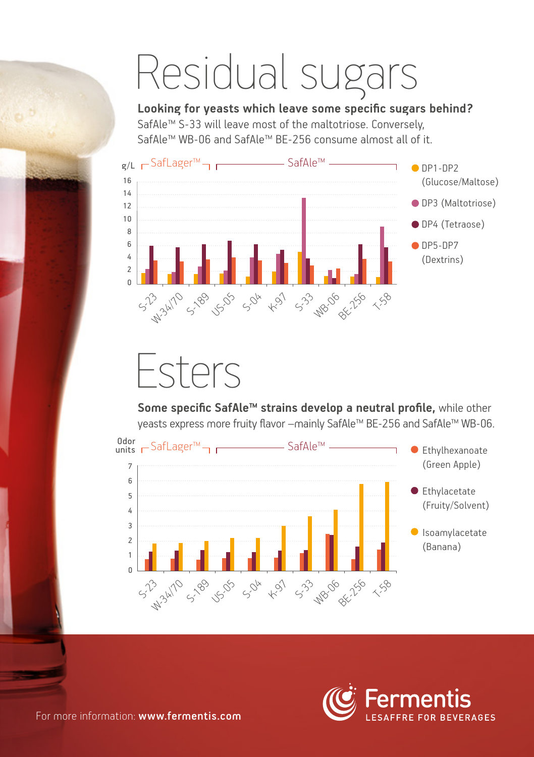# Residual sugars

**Looking for yeasts which leave some specific sugars behind?**
SafAle™ S-33 will leave most of the maltotriose. Conversely, SafAle™ WB-06 and SafAle™ BE-256 consume almost all of it.

g/L
SafLager™
SafAle™
16
14
12
10
8
6
4
2
0
S-23
W-34/70
S-189
US-05
S-04
K-97
S-33
WB-06
BE-256
T-58

DP1-DP2 (Glucose/Maltose)
DP3 (Maltotriose)
DP4 (Tetraose)
DP5-DP7 (Dextrins)

# Esters

**Some specific SafAle™ strains develop a neutral profile,** while other yeasts express more fruity flavor –mainly SafAle™ BE-256 and SafAle™ WB-06.

Odor units
SafLager™
SafAle™
7
6
5
4
3
2
1
0
S-23
W-34/70
S-189
US-05
S-04
K-97
S-33
WB-06
BE-256
T-58

Ethylhexanoate (Green Apple)
Ethylacetate (Fruity/Solvent)
Isoamylacetate (Banana)

For more information: **www.fermentis.com**

Fermentis
LESAFFRE FOR BEVERAGES